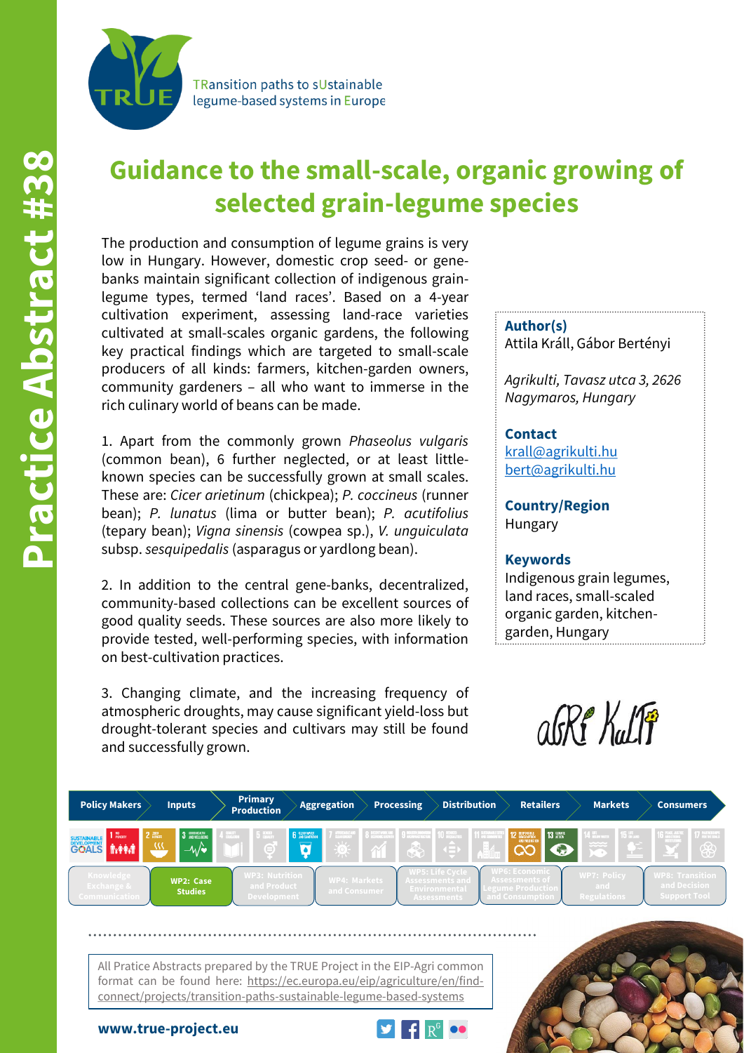TRansition paths to sUstainable legume-based systems in Europe

Practice Abstract #38

# Guidance to the small-scale, organic growing of selected grain-legume species

The production and consumption of legume grains is very low in Hungary. However, domestic crop seed- or gene-banks maintain significant collection of indigenous grain-legume types, termed 'land races'. Based on a 4-year cultivation experiment, assessing land-race varieties cultivated at small-scales organic gardens, the following key practical findings which are targeted to small-scale producers of all kinds: farmers, kitchen-garden owners, community gardeners – all who want to immerse in the rich culinary world of beans can be made.

1. Apart from the commonly grown *Phaseolus vulgaris* (common bean), 6 further neglected, or at least little-known species can be successfully grown at small scales. These are: *Cicer arietinum* (chickpea); *P. coccineus* (runner bean); *P. lunatus* (lima or butter bean); *P. acutifolius* (tepary bean); *Vigna sinensis* (cowpea sp.), *V. unguiculata* subsp. *sesquipedalis* (asparagus or yardlong bean).

2. In addition to the central gene-banks, decentralized, community-based collections can be excellent sources of good quality seeds. These sources are also more likely to provide tested, well-performing species, with information on best-cultivation practices.

3. Changing climate, and the increasing frequency of atmospheric droughts, may cause significant yield-loss but drought-tolerant species and cultivars may still be found and successfully grown.

**Author(s)**
Attila Králl, Gábor Bertényi

*Agrikulti, Tavasz utca 3, 2626 Nagymaros, Hungary*

**Contact**
krall@agrikulti.hu
bert@agrikulti.hu

**Country/Region**
Hungary

**Keywords**
Indigenous grain legumes, land races, small-scaled organic garden, kitchen-garden, Hungary

Policy Makers | Inputs | Primary Production | Aggregation | Processing | Distribution | Retailers | Markets | Consumers

Knowledge Exchange & Communication | WP2: Case Studies | WP3: Nutrition and Product Development | WP4: Markets and Consumer | WP5: Life Cycle Assessments and Environmental Assessments | WP6: Economic Assessments of Legume Production and Consumption | WP7: Policy and Regulations | WP8: Transition and Decision Support Tool

All Pratice Abstracts prepared by the TRUE Project in the EIP-Agri common format can be found here: https://ec.europa.eu/eip/agriculture/en/find-connect/projects/transition-paths-sustainable-legume-based-systems

**www.true-project.eu**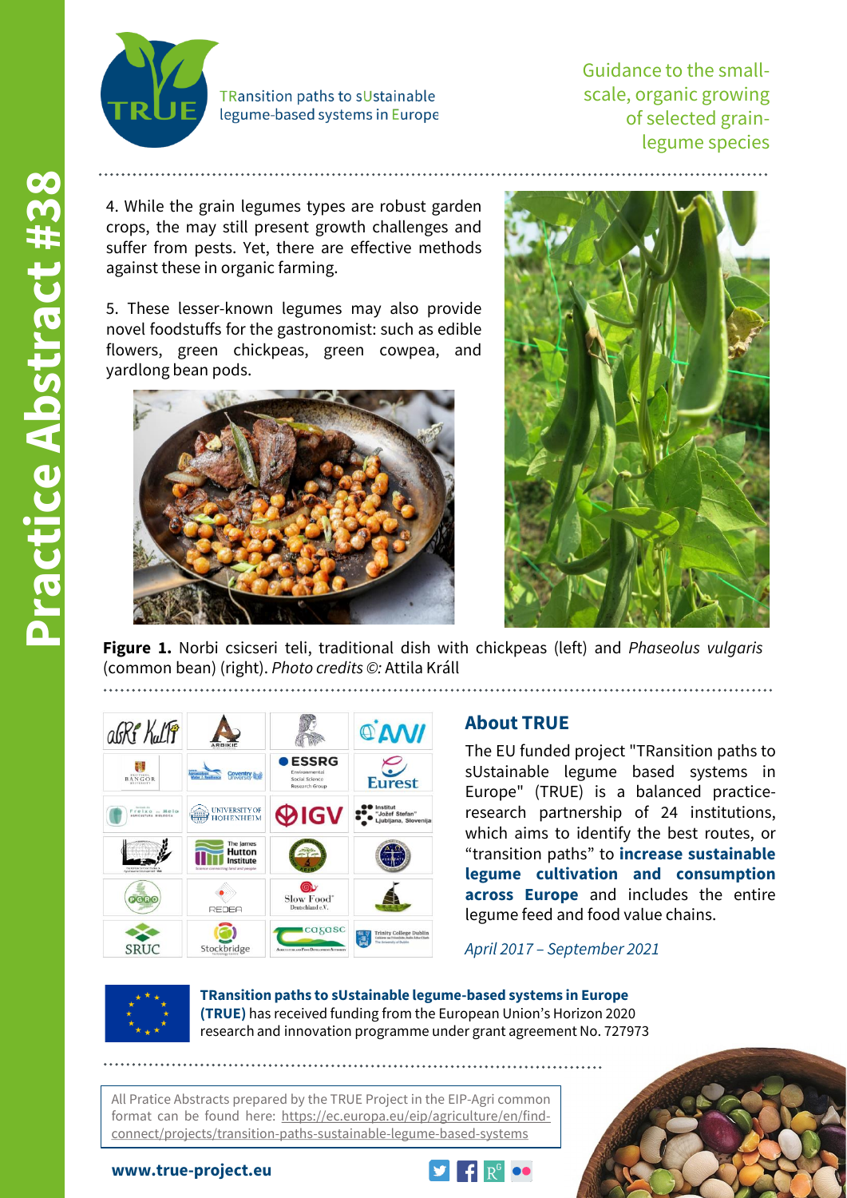TRansition paths to sUstainable legume-based systems in Europe

Guidance to the small-scale, organic growing of selected grain-legume species

4. While the grain legumes types are robust garden crops, the may still present growth challenges and suffer from pests. Yet, there are effective methods against these in organic farming.

5. These lesser-known legumes may also provide novel foodstuffs for the gastronomist: such as edible flowers, green chickpeas, green cowpea, and yardlong bean pods.

**Figure 1.** Norbi csicseri teli, traditional dish with chickpeas (left) and *Phaseolus vulgaris* (common bean) (right). *Photo credits ©:* Attila Králl

## About TRUE

The EU funded project "TRansition paths to sUstainable legume based systems in Europe" (TRUE) is a balanced practice-research partnership of 24 institutions, which aims to identify the best routes, or "transition paths" to **increase sustainable legume cultivation and consumption across Europe** and includes the entire legume feed and food value chains.

*April 2017 – September 2021*

**TRansition paths to sUstainable legume-based systems in Europe (TRUE)** has received funding from the European Union's Horizon 2020 research and innovation programme under grant agreement No. 727973

All Pratice Abstracts prepared by the TRUE Project in the EIP-Agri common format can be found here: https://ec.europa.eu/eip/agriculture/en/find-connect/projects/transition-paths-sustainable-legume-based-systems

**www.true-project.eu**